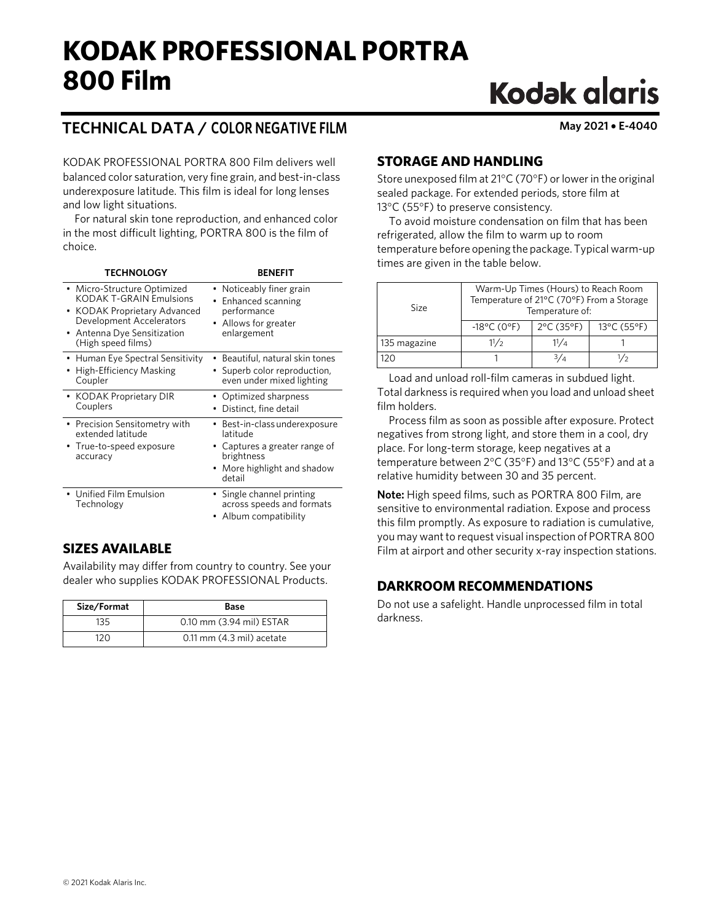# KODAK PROFESSIONAL PORTRA 800 Film

Kodak alaris

## TECHNICAL DATA / COLOR NEGATIVE FILM

May 2021 • E-4040

KODAK PROFESSIONAL PORTRA 800 Film delivers well balanced color saturation, very fine grain, and best-in-class underexposure latitude. This film is ideal for long lenses and low light situations.

For natural skin tone reproduction, and enhanced color in the most difficult lighting, PORTRA 800 is the film of choice.

| TECHNOLOGY | BENEFIT |
|---|---|
| • Micro-Structure Optimized KODAK T-GRAIN Emulsions<br>• KODAK Proprietary Advanced Development Accelerators<br>• Antenna Dye Sensitization (High speed films) | • Noticeably finer grain<br>• Enhanced scanning performance<br>• Allows for greater enlargement |
| • Human Eye Spectral Sensitivity<br>• High-Efficiency Masking Coupler | • Beautiful, natural skin tones<br>• Superb color reproduction, even under mixed lighting |
| • KODAK Proprietary DIR Couplers | • Optimized sharpness<br>• Distinct, fine detail |
| • Precision Sensitometry with extended latitude<br>• True-to-speed exposure accuracy | • Best-in-class underexposure latitude<br>• Captures a greater range of brightness<br>• More highlight and shadow detail |
| • Unified Film Emulsion Technology | • Single channel printing across speeds and formats<br>• Album compatibility |

## SIZES AVAILABLE

Availability may differ from country to country. See your dealer who supplies KODAK PROFESSIONAL Products.

| Size/Format | Base |
|---|---|
| 135 | 0.10 mm (3.94 mil) ESTAR |
| 120 | 0.11 mm (4.3 mil) acetate |

## STORAGE AND HANDLING

Store unexposed film at 21°C (70°F) or lower in the original sealed package. For extended periods, store film at 13°C (55°F) to preserve consistency.

To avoid moisture condensation on film that has been refrigerated, allow the film to warm up to room temperature before opening the package. Typical warm-up times are given in the table below.

| Size | Warm-Up Times (Hours) to Reach Room Temperature of 21°C (70°F) From a Storage Temperature of: | | |
|---|---|---|---|
| | -18°C (0°F) | 2°C (35°F) | 13°C (55°F) |
| 135 magazine | 1 1/2 | 1 1/4 | 1 |
| 120 | 1 | 3/4 | 1/2 |

Load and unload roll-film cameras in subdued light. Total darkness is required when you load and unload sheet film holders.

Process film as soon as possible after exposure. Protect negatives from strong light, and store them in a cool, dry place. For long-term storage, keep negatives at a temperature between 2°C (35°F) and 13°C (55°F) and at a relative humidity between 30 and 35 percent.

**Note:** High speed films, such as PORTRA 800 Film, are sensitive to environmental radiation. Expose and process this film promptly. As exposure to radiation is cumulative, you may want to request visual inspection of PORTRA 800 Film at airport and other security x-ray inspection stations.

## DARKROOM RECOMMENDATIONS

Do not use a safelight. Handle unprocessed film in total darkness.

© 2021 Kodak Alaris Inc.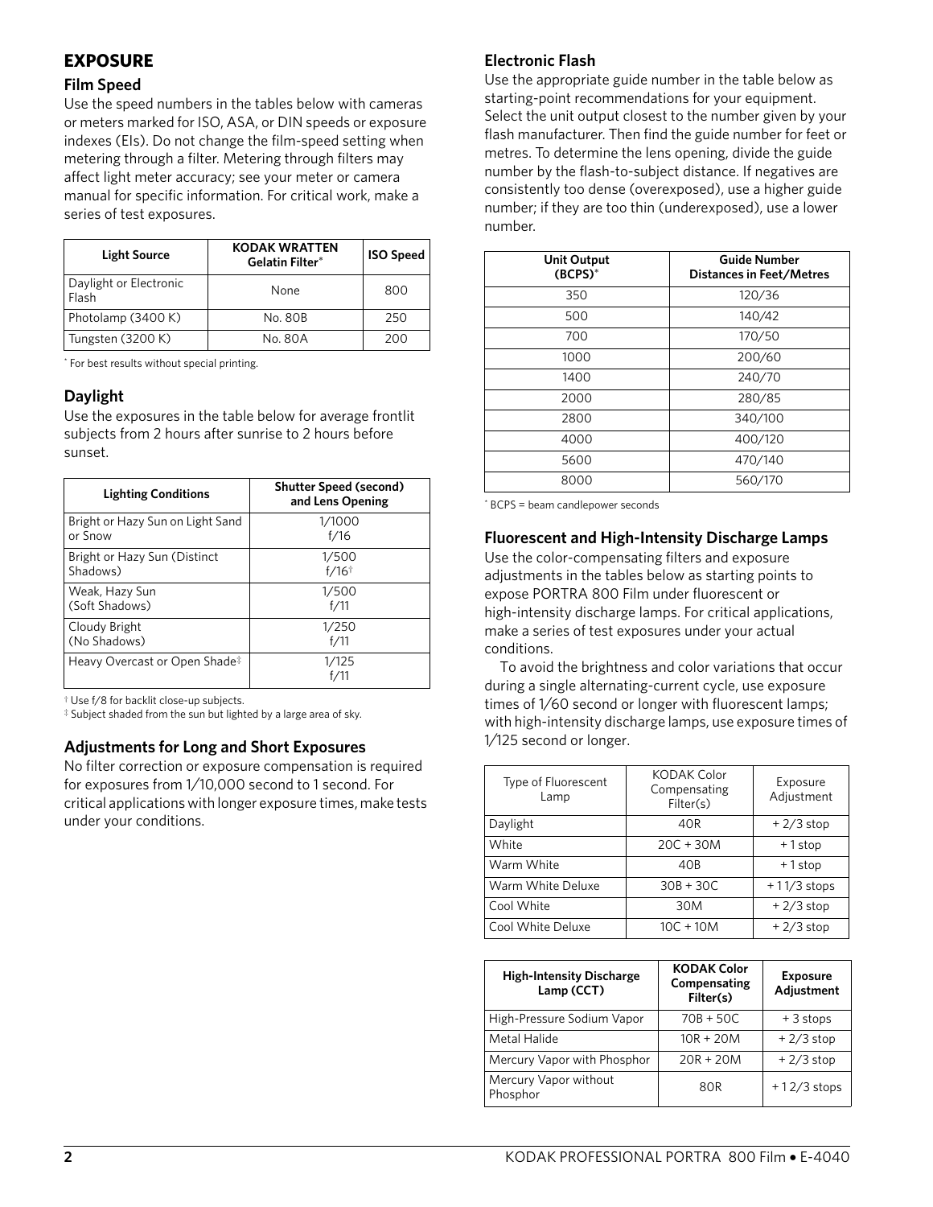# EXPOSURE

## Film Speed

Use the speed numbers in the tables below with cameras or meters marked for ISO, ASA, or DIN speeds or exposure indexes (EIs). Do not change the film-speed setting when metering through a filter. Metering through filters may affect light meter accuracy; see your meter or camera manual for specific information. For critical work, make a series of test exposures.

| Light Source | KODAK WRATTEN Gelatin Filter* | ISO Speed |
|---|---|---|
| Daylight or Electronic Flash | None | 800 |
| Photolamp (3400 K) | No. 80B | 250 |
| Tungsten (3200 K) | No. 80A | 200 |

* For best results without special printing.

## Daylight

Use the exposures in the table below for average frontlit subjects from 2 hours after sunrise to 2 hours before sunset.

| Lighting Conditions | Shutter Speed (second) and Lens Opening |
|---|---|
| Bright or Hazy Sun on Light Sand or Snow | 1/1000 f/16 |
| Bright or Hazy Sun (Distinct Shadows) | 1/500 f/16† |
| Weak, Hazy Sun (Soft Shadows) | 1/500 f/11 |
| Cloudy Bright (No Shadows) | 1/250 f/11 |
| Heavy Overcast or Open Shade‡ | 1/125 f/11 |

† Use f/8 for backlit close-up subjects.
‡ Subject shaded from the sun but lighted by a large area of sky.

## Adjustments for Long and Short Exposures

No filter correction or exposure compensation is required for exposures from 1/10,000 second to 1 second. For critical applications with longer exposure times, make tests under your conditions.

## Electronic Flash

Use the appropriate guide number in the table below as starting-point recommendations for your equipment. Select the unit output closest to the number given by your flash manufacturer. Then find the guide number for feet or metres. To determine the lens opening, divide the guide number by the flash-to-subject distance. If negatives are consistently too dense (overexposed), use a higher guide number; if they are too thin (underexposed), use a lower number.

| Unit Output (BCPS)* | Guide Number Distances in Feet/Metres |
|---|---|
| 350 | 120/36 |
| 500 | 140/42 |
| 700 | 170/50 |
| 1000 | 200/60 |
| 1400 | 240/70 |
| 2000 | 280/85 |
| 2800 | 340/100 |
| 4000 | 400/120 |
| 5600 | 470/140 |
| 8000 | 560/170 |

* BCPS = beam candlepower seconds

## Fluorescent and High-Intensity Discharge Lamps

Use the color-compensating filters and exposure adjustments in the tables below as starting points to expose PORTRA 800 Film under fluorescent or high-intensity discharge lamps. For critical applications, make a series of test exposures under your actual conditions.

To avoid the brightness and color variations that occur during a single alternating-current cycle, use exposure times of 1/60 second or longer with fluorescent lamps; with high-intensity discharge lamps, use exposure times of 1/125 second or longer.

| Type of Fluorescent Lamp | KODAK Color Compensating Filter(s) | Exposure Adjustment |
|---|---|---|
| Daylight | 40R | + 2/3 stop |
| White | 20C + 30M | + 1 stop |
| Warm White | 40B | + 1 stop |
| Warm White Deluxe | 30B + 30C | + 1 1/3 stops |
| Cool White | 30M | + 2/3 stop |
| Cool White Deluxe | 10C + 10M | + 2/3 stop |

| High-Intensity Discharge Lamp (CCT) | KODAK Color Compensating Filter(s) | Exposure Adjustment |
|---|---|---|
| High-Pressure Sodium Vapor | 70B + 50C | + 3 stops |
| Metal Halide | 10R + 20M | + 2/3 stop |
| Mercury Vapor with Phosphor | 20R + 20M | + 2/3 stop |
| Mercury Vapor without Phosphor | 80R | + 1 2/3 stops |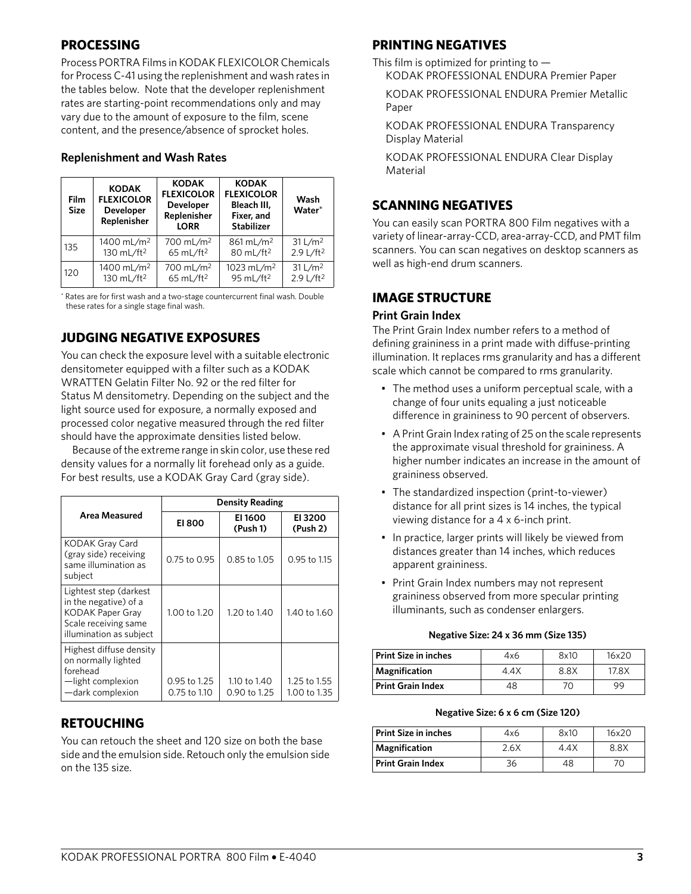## PROCESSING

Process PORTRA Films in KODAK FLEXICOLOR Chemicals for Process C-41 using the replenishment and wash rates in the tables below. Note that the developer replenishment rates are starting-point recommendations only and may vary due to the amount of exposure to the film, scene content, and the presence/absence of sprocket holes.

### Replenishment and Wash Rates

| Film Size | KODAK FLEXICOLOR Developer Replenisher | KODAK FLEXICOLOR Developer Replenisher LORR | KODAK FLEXICOLOR Bleach III, Fixer, and Stabilizer | Wash Water* |
|---|---|---|---|---|
| 135 | 1400 mL/m$^2$ 130 mL/ft$^2$ | 700 mL/m$^2$ 65 mL/ft$^2$ | 861 mL/m$^2$ 80 mL/ft$^2$ | 31 L/m$^2$ 2.9 L/ft$^2$ |
| 120 | 1400 mL/m$^2$ 130 mL/ft$^2$ | 700 mL/m$^2$ 65 mL/ft$^2$ | 1023 mL/m$^2$ 95 mL/ft$^2$ | 31 L/m$^2$ 2.9 L/ft$^2$ |

* Rates are for first wash and a two-stage countercurrent final wash. Double these rates for a single stage final wash.

## JUDGING NEGATIVE EXPOSURES

You can check the exposure level with a suitable electronic densitometer equipped with a filter such as a KODAK WRATTEN Gelatin Filter No. 92 or the red filter for Status M densitometry. Depending on the subject and the light source used for exposure, a normally exposed and processed color negative measured through the red filter should have the approximate densities listed below.

Because of the extreme range in skin color, use these red density values for a normally lit forehead only as a guide. For best results, use a KODAK Gray Card (gray side).

| Area Measured | Density Reading | | |
|---|---|---|---|
| | EI 800 | EI 1600 (Push 1) | EI 3200 (Push 2) |
| KODAK Gray Card (gray side) receiving same illumination as subject | 0.75 to 0.95 | 0.85 to 1.05 | 0.95 to 1.15 |
| Lightest step (darkest in the negative) of a KODAK Paper Gray Scale receiving same illumination as subject | 1.00 to 1.20 | 1.20 to 1.40 | 1.40 to 1.60 |
| Highest diffuse density on normally lighted forehead —light complexion —dark complexion | 0.95 to 1.25 0.75 to 1.10 | 1.10 to 1.40 0.90 to 1.25 | 1.25 to 1.55 1.00 to 1.35 |

## RETOUCHING

You can retouch the sheet and 120 size on both the base side and the emulsion side. Retouch only the emulsion side on the 135 size.

## PRINTING NEGATIVES

This film is optimized for printing to —

KODAK PROFESSIONAL ENDURA Premier Paper

KODAK PROFESSIONAL ENDURA Premier Metallic Paper

KODAK PROFESSIONAL ENDURA Transparency Display Material

KODAK PROFESSIONAL ENDURA Clear Display Material

## SCANNING NEGATIVES

You can easily scan PORTRA 800 Film negatives with a variety of linear-array-CCD, area-array-CCD, and PMT film scanners. You can scan negatives on desktop scanners as well as high-end drum scanners.

## IMAGE STRUCTURE

### Print Grain Index

The Print Grain Index number refers to a method of defining graininess in a print made with diffuse-printing illumination. It replaces rms granularity and has a different scale which cannot be compared to rms granularity.

- The method uses a uniform perceptual scale, with a change of four units equaling a just noticeable difference in graininess to 90 percent of observers.
- A Print Grain Index rating of 25 on the scale represents the approximate visual threshold for graininess. A higher number indicates an increase in the amount of graininess observed.
- The standardized inspection (print-to-viewer) distance for all print sizes is 14 inches, the typical viewing distance for a 4 x 6-inch print.
- In practice, larger prints will likely be viewed from distances greater than 14 inches, which reduces apparent graininess.
- Print Grain Index numbers may not represent graininess observed from more specular printing illuminants, such as condenser enlargers.

**Negative Size: 24 x 36 mm (Size 135)**

| Print Size in inches | 4x6 | 8x10 | 16x20 |
|---|---|---|---|
| Magnification | 4.4X | 8.8X | 17.8X |
| Print Grain Index | 48 | 70 | 99 |

**Negative Size: 6 x 6 cm (Size 120)**

| Print Size in inches | 4x6 | 8x10 | 16x20 |
|---|---|---|---|
| Magnification | 2.6X | 4.4X | 8.8X |
| Print Grain Index | 36 | 48 | 70 |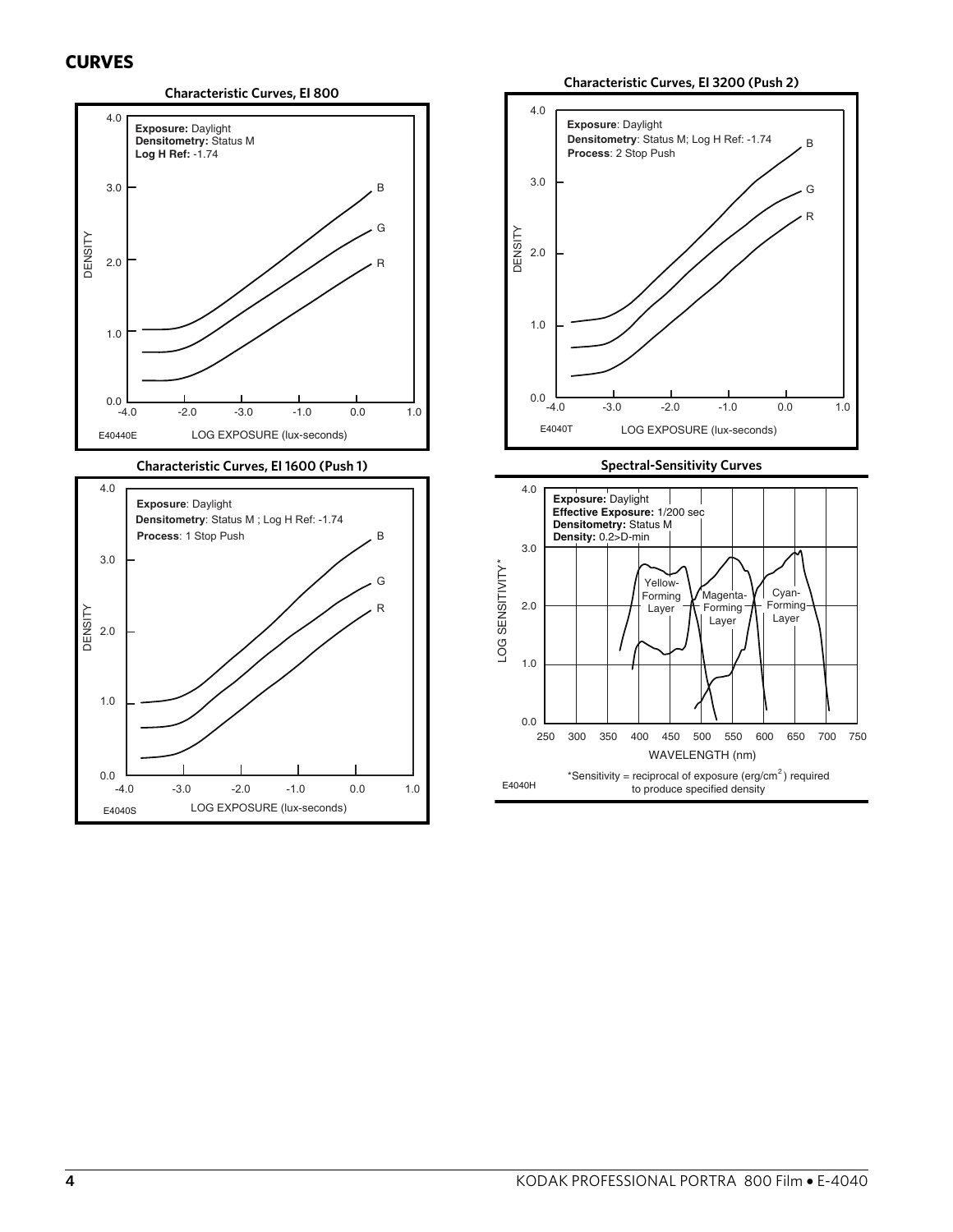## CURVES

**Characteristic Curves, EI 800**

**Exposure:** Daylight
**Densitometry:** Status M
**Log H Ref:** -1.74

DENSITY

LOG EXPOSURE (lux-seconds)

E40440E

**Characteristic Curves, EI 1600 (Push 1)**

**Exposure**: Daylight
**Densitometry**: Status M ; Log H Ref: -1.74
**Process**: 1 Stop Push

DENSITY

LOG EXPOSURE (lux-seconds)

E4040S

**Characteristic Curves, EI 3200 (Push 2)**

**Exposure**: Daylight
**Densitometry**: Status M; Log H Ref: -1.74
**Process**: 2 Stop Push

DENSITY

LOG EXPOSURE (lux-seconds)

E4040T

**Spectral-Sensitivity Curves**

**Exposure:** Daylight
**Effective Exposure:** 1/200 sec
**Densitometry:** Status M
**Density:** 0.2>D-min

Yellow-Forming Layer

Magenta-Forming Layer

Cyan-Forming Layer

LOG SENSITIVITY*

WAVELENGTH (nm)

E4040H

*Sensitivity = reciprocal of exposure (erg/cm$^2$) required to produce specified density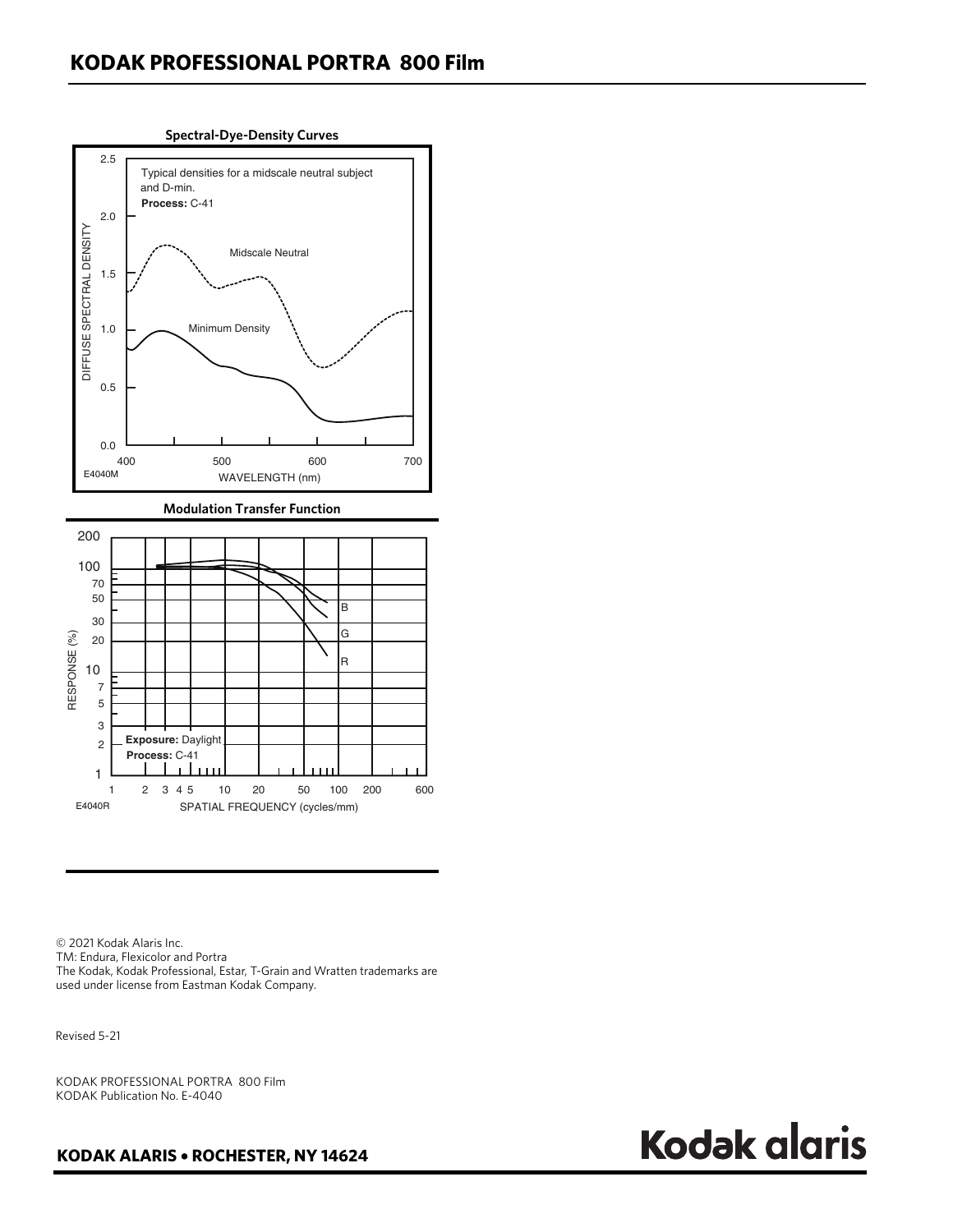**Spectral-Dye-Density Curves**

Typical densities for a midscale neutral subject and D-min.
**Process:** C-41

Midscale Neutral

Minimum Density

DIFFUSE SPECTRAL DENSITY

2.5
2.0
1.5
1.0
0.5
0.0

400 500 600 700

WAVELENGTH (nm)

E4040M

**Modulation Transfer Function**

200
100
70
50
30
20
10
7
5
3
2
1

RESPONSE (%)

B
G
R

**Exposure:** Daylight
**Process:** C-41

1 2 3 4 5 10 20 50 100 200 600

SPATIAL FREQUENCY (cycles/mm)

E4040R

© 2021 Kodak Alaris Inc.
TM: Endura, Flexicolor and Portra
The Kodak, Kodak Professional, Estar, T-Grain and Wratten trademarks are used under license from Eastman Kodak Company.

Revised 5-21

KODAK PROFESSIONAL PORTRA 800 Film
KODAK Publication No. E-4040

**KODAK ALARIS • ROCHESTER, NY 14624**

**Kodak alaris**